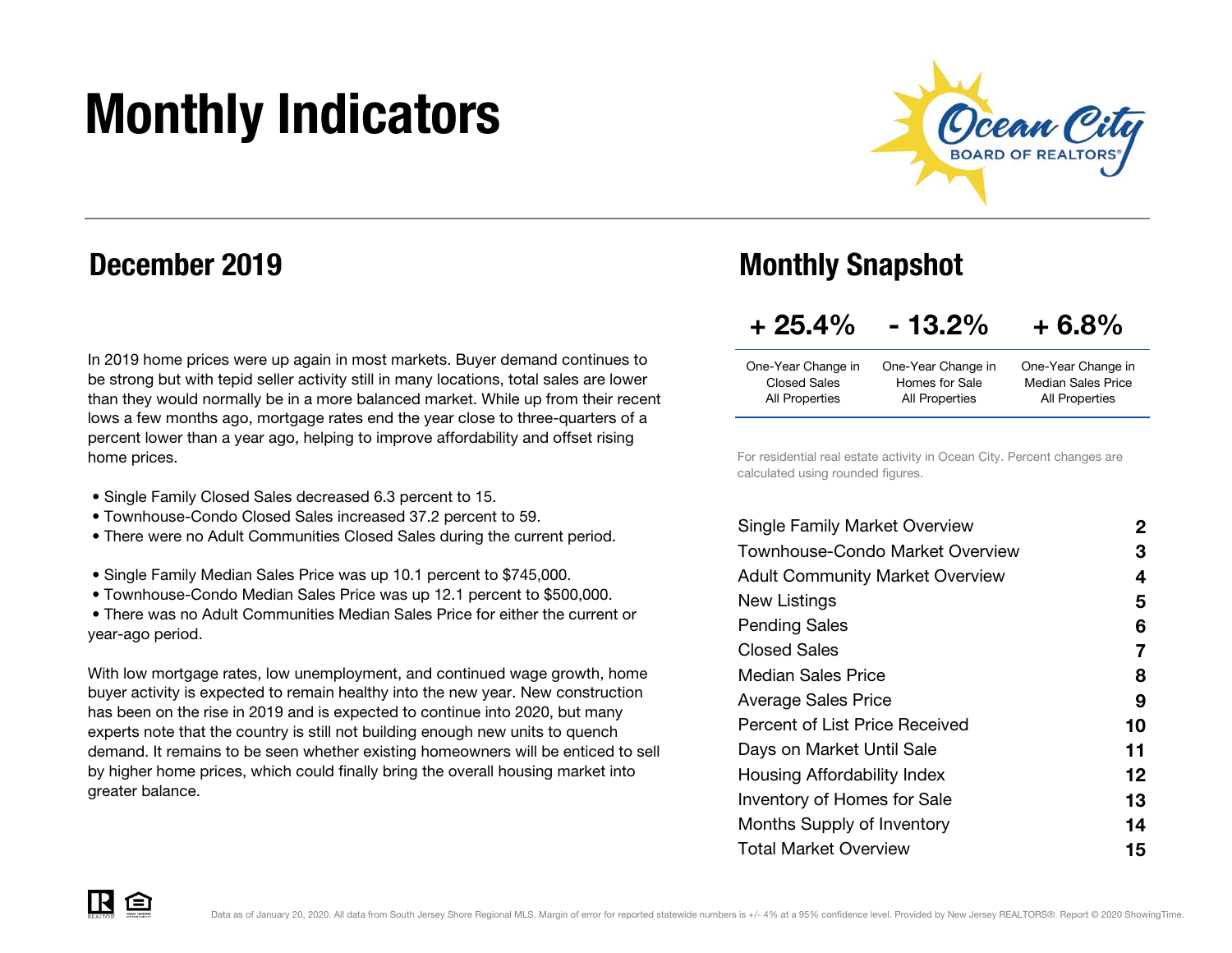# Monthly Indicators

## December 2019

In 2019 home prices were up again in most markets. Buyer demand continues to be strong but with tepid seller activity still in many locations, total sales are lower than they would normally be in a more balanced market. While up from their recent lows a few months ago, mortgage rates end the year close to three-quarters of a percent lower than a year ago, helping to improve affordability and offset rising home prices.

- Single Family Closed Sales decreased 6.3 percent to 15.
- Townhouse-Condo Closed Sales increased 37.2 percent to 59.
- There were no Adult Communities Closed Sales during the current period.

- Single Family Median Sales Price was up 10.1 percent to $745,000.
- Townhouse-Condo Median Sales Price was up 12.1 percent to $500,000.
- There was no Adult Communities Median Sales Price for either the current or year-ago period.

With low mortgage rates, low unemployment, and continued wage growth, home buyer activity is expected to remain healthy into the new year. New construction has been on the rise in 2019 and is expected to continue into 2020, but many experts note that the country is still not building enough new units to quench demand. It remains to be seen whether existing homeowners will be enticed to sell by higher home prices, which could finally bring the overall housing market into greater balance.

## Monthly Snapshot

| + 25.4% | - 13.2% | + 6.8% |
|---|---|---|
| One-Year Change in Closed Sales All Properties | One-Year Change in Homes for Sale All Properties | One-Year Change in Median Sales Price All Properties |

For residential real estate activity in Ocean City. Percent changes are calculated using rounded figures.

| | |
|---|---|
| Single Family Market Overview | 2 |
| Townhouse-Condo Market Overview | 3 |
| Adult Community Market Overview | 4 |
| New Listings | 5 |
| Pending Sales | 6 |
| Closed Sales | 7 |
| Median Sales Price | 8 |
| Average Sales Price | 9 |
| Percent of List Price Received | 10 |
| Days on Market Until Sale | 11 |
| Housing Affordability Index | 12 |
| Inventory of Homes for Sale | 13 |
| Months Supply of Inventory | 14 |
| Total Market Overview | 15 |

Data as of January 20, 2020. All data from South Jersey Shore Regional MLS. Margin of error for reported statewide numbers is +/- 4% at a 95% confidence level. Provided by New Jersey REALTORS®. Report © 2020 ShowingTime.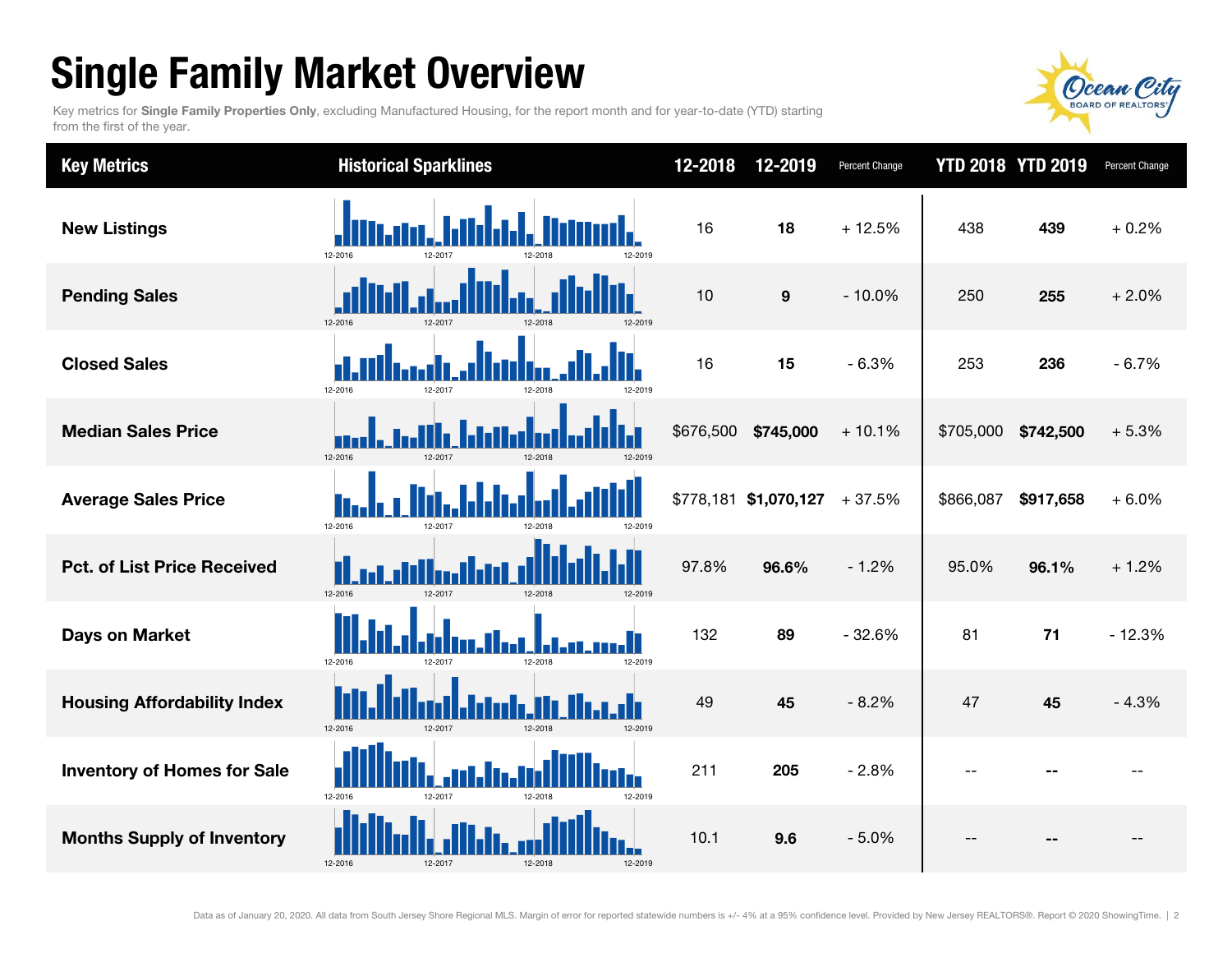# Single Family Market Overview

Key metrics for **Single Family Properties Only**, excluding Manufactured Housing, for the report month and for year-to-date (YTD) starting from the first of the year.

| Key Metrics | Historical Sparklines | 12-2018 | 12-2019 | Percent Change | YTD 2018 | YTD 2019 | Percent Change |
|---|---|---|---|---|---|---|---|
| **New Listings** | 12-2016 12-2017 12-2018 12-2019 | 16 | **18** | + 12.5% | 438 | **439** | + 0.2% |
| **Pending Sales** | 12-2016 12-2017 12-2018 12-2019 | 10 | **9** | - 10.0% | 250 | **255** | + 2.0% |
| **Closed Sales** | 12-2016 12-2017 12-2018 12-2019 | 16 | **15** | - 6.3% | 253 | **236** | - 6.7% |
| **Median Sales Price** | 12-2016 12-2017 12-2018 12-2019 | $676,500 | **$745,000** | + 10.1% | $705,000 | **$742,500** | + 5.3% |
| **Average Sales Price** | 12-2016 12-2017 12-2018 12-2019 | $778,181 | **$1,070,127** | + 37.5% | $866,087 | **$917,658** | + 6.0% |
| **Pct. of List Price Received** | 12-2016 12-2017 12-2018 12-2019 | 97.8% | **96.6%** | - 1.2% | 95.0% | **96.1%** | + 1.2% |
| **Days on Market** | 12-2016 12-2017 12-2018 12-2019 | 132 | **89** | - 32.6% | 81 | **71** | - 12.3% |
| **Housing Affordability Index** | 12-2016 12-2017 12-2018 12-2019 | 49 | **45** | - 8.2% | 47 | **45** | - 4.3% |
| **Inventory of Homes for Sale** | 12-2016 12-2017 12-2018 12-2019 | 211 | **205** | - 2.8% | -- | **--** | -- |
| **Months Supply of Inventory** | 12-2016 12-2017 12-2018 12-2019 | 10.1 | **9.6** | - 5.0% | -- | **--** | -- |

Data as of January 20, 2020. All data from South Jersey Shore Regional MLS. Margin of error for reported statewide numbers is +/- 4% at a 95% confidence level. Provided by New Jersey REALTORS®. Report © 2020 ShowingTime.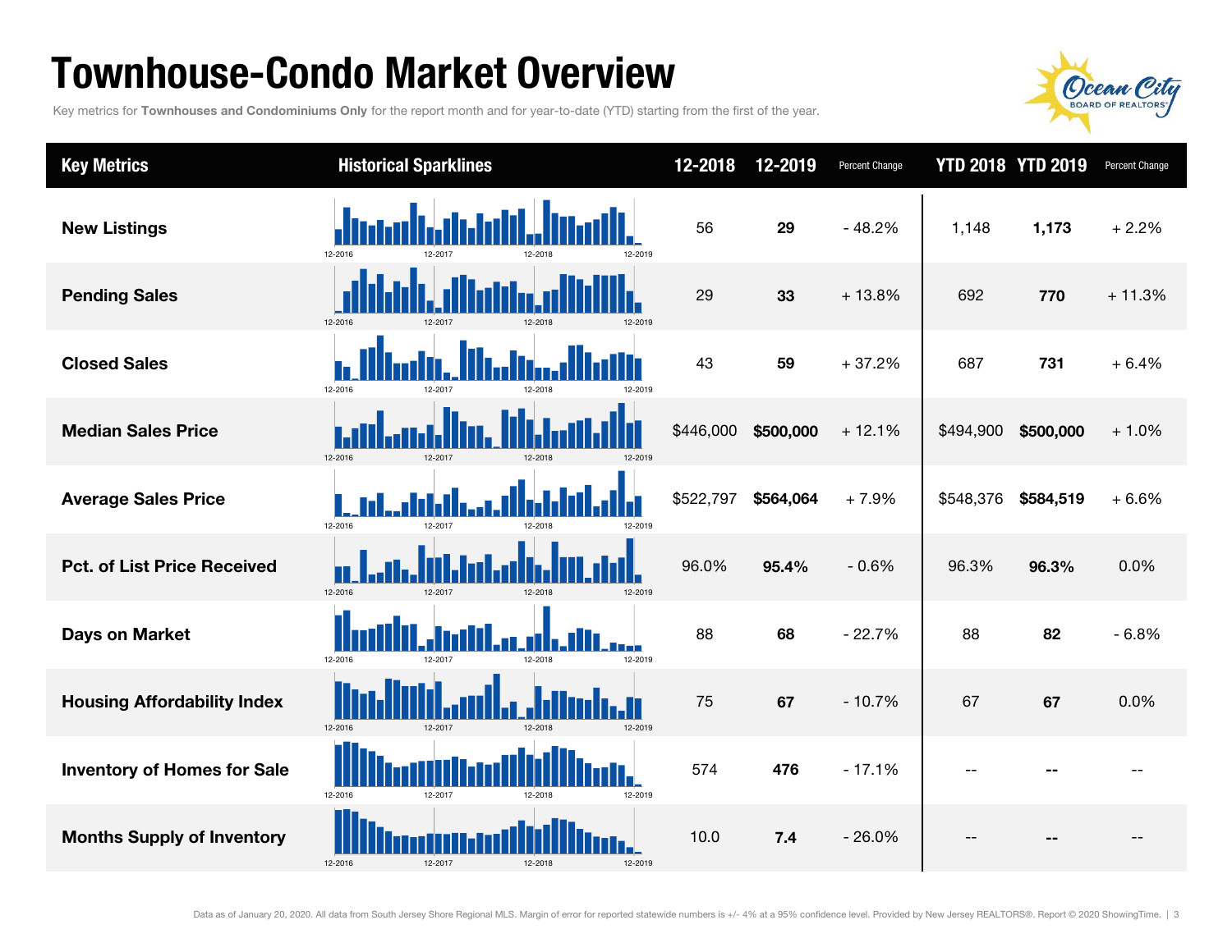# Townhouse-Condo Market Overview

Key metrics for **Townhouses and Condominiums Only** for the report month and for year-to-date (YTD) starting from the first of the year.

| Key Metrics | Historical Sparklines | 12-2018 | 12-2019 | Percent Change | YTD 2018 | YTD 2019 | Percent Change |
|---|---|---|---|---|---|---|---|
| New Listings | 12-2016 12-2017 12-2018 12-2019 | 56 | **29** | - 48.2% | 1,148 | **1,173** | + 2.2% |
| Pending Sales | 12-2016 12-2017 12-2018 12-2019 | 29 | **33** | + 13.8% | 692 | **770** | + 11.3% |
| Closed Sales | 12-2016 12-2017 12-2018 12-2019 | 43 | **59** | + 37.2% | 687 | **731** | + 6.4% |
| Median Sales Price | 12-2016 12-2017 12-2018 12-2019 | $446,000 | **$500,000** | + 12.1% | $494,900 | **$500,000** | + 1.0% |
| Average Sales Price | 12-2016 12-2017 12-2018 12-2019 | $522,797 | **$564,064** | + 7.9% | $548,376 | **$584,519** | + 6.6% |
| Pct. of List Price Received | 12-2016 12-2017 12-2018 12-2019 | 96.0% | **95.4%** | - 0.6% | 96.3% | **96.3%** | 0.0% |
| Days on Market | 12-2016 12-2017 12-2018 12-2019 | 88 | **68** | - 22.7% | 88 | **82** | - 6.8% |
| Housing Affordability Index | 12-2016 12-2017 12-2018 12-2019 | 75 | **67** | - 10.7% | 67 | **67** | 0.0% |
| Inventory of Homes for Sale | 12-2016 12-2017 12-2018 12-2019 | 574 | **476** | - 17.1% | -- | **--** | -- |
| Months Supply of Inventory | 12-2016 12-2017 12-2018 12-2019 | 10.0 | **7.4** | - 26.0% | -- | **--** | -- |

Data as of January 20, 2020. All data from South Jersey Shore Regional MLS. Margin of error for reported statewide numbers is +/- 4% at a 95% confidence level. Provided by New Jersey REALTORS®. Report © 2020 ShowingTime.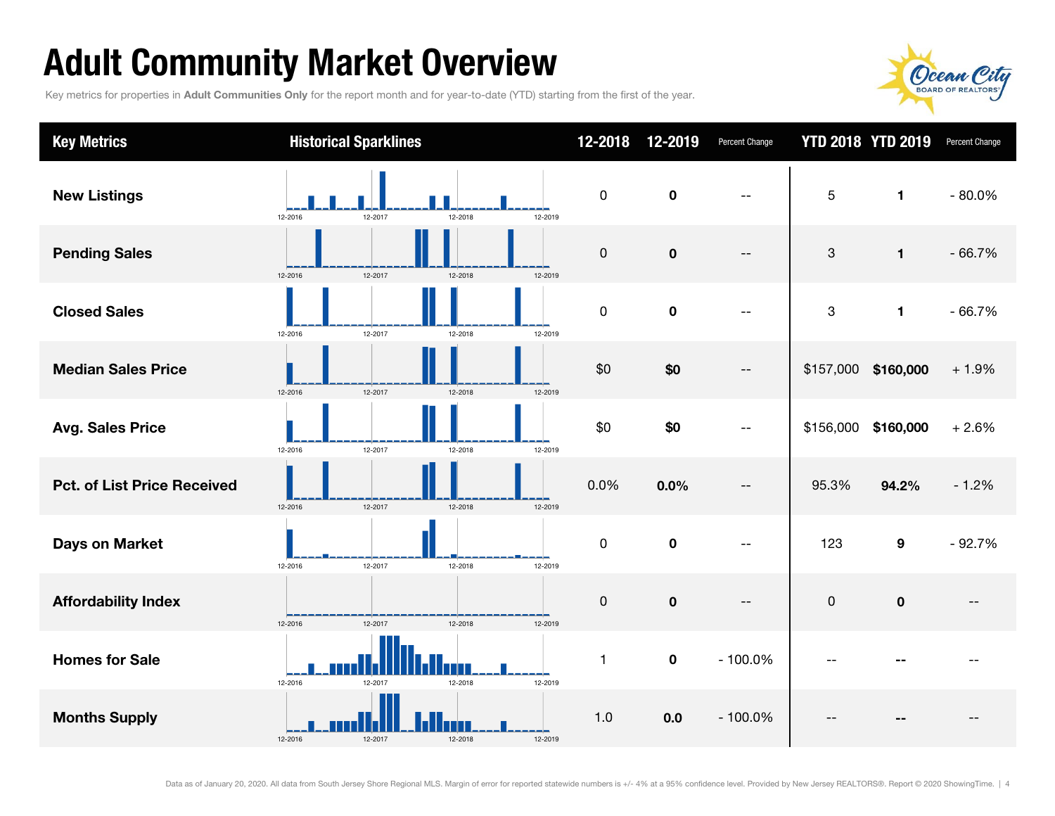# Adult Community Market Overview

Key metrics for properties in **Adult Communities Only** for the report month and for year-to-date (YTD) starting from the first of the year.

| Key Metrics | Historical Sparklines | 12-2018 | 12-2019 | Percent Change | YTD 2018 | YTD 2019 | Percent Change |
|---|---|---|---|---|---|---|---|
| **New Listings** | 12-2016 12-2017 12-2018 12-2019 | 0 | **0** | -- | 5 | **1** | - 80.0% |
| **Pending Sales** | 12-2016 12-2017 12-2018 12-2019 | 0 | **0** | -- | 3 | **1** | - 66.7% |
| **Closed Sales** | 12-2016 12-2017 12-2018 12-2019 | 0 | **0** | -- | 3 | **1** | - 66.7% |
| **Median Sales Price** | 12-2016 12-2017 12-2018 12-2019 | $0 | **$0** | -- | $157,000 | **$160,000** | + 1.9% |
| **Avg. Sales Price** | 12-2016 12-2017 12-2018 12-2019 | $0 | **$0** | -- | $156,000 | **$160,000** | + 2.6% |
| **Pct. of List Price Received** | 12-2016 12-2017 12-2018 12-2019 | 0.0% | **0.0%** | -- | 95.3% | **94.2%** | - 1.2% |
| **Days on Market** | 12-2016 12-2017 12-2018 12-2019 | 0 | **0** | -- | 123 | **9** | - 92.7% |
| **Affordability Index** | 12-2016 12-2017 12-2018 12-2019 | 0 | **0** | -- | 0 | **0** | -- |
| **Homes for Sale** | 12-2016 12-2017 12-2018 12-2019 | 1 | **0** | - 100.0% | -- | **--** | -- |
| **Months Supply** | 12-2016 12-2017 12-2018 12-2019 | 1.0 | **0.0** | - 100.0% | -- | **--** | -- |

Data as of January 20, 2020. All data from South Jersey Shore Regional MLS. Margin of error for reported statewide numbers is +/- 4% at a 95% confidence level. Provided by New Jersey REALTORS®. Report © 2020 ShowingTime.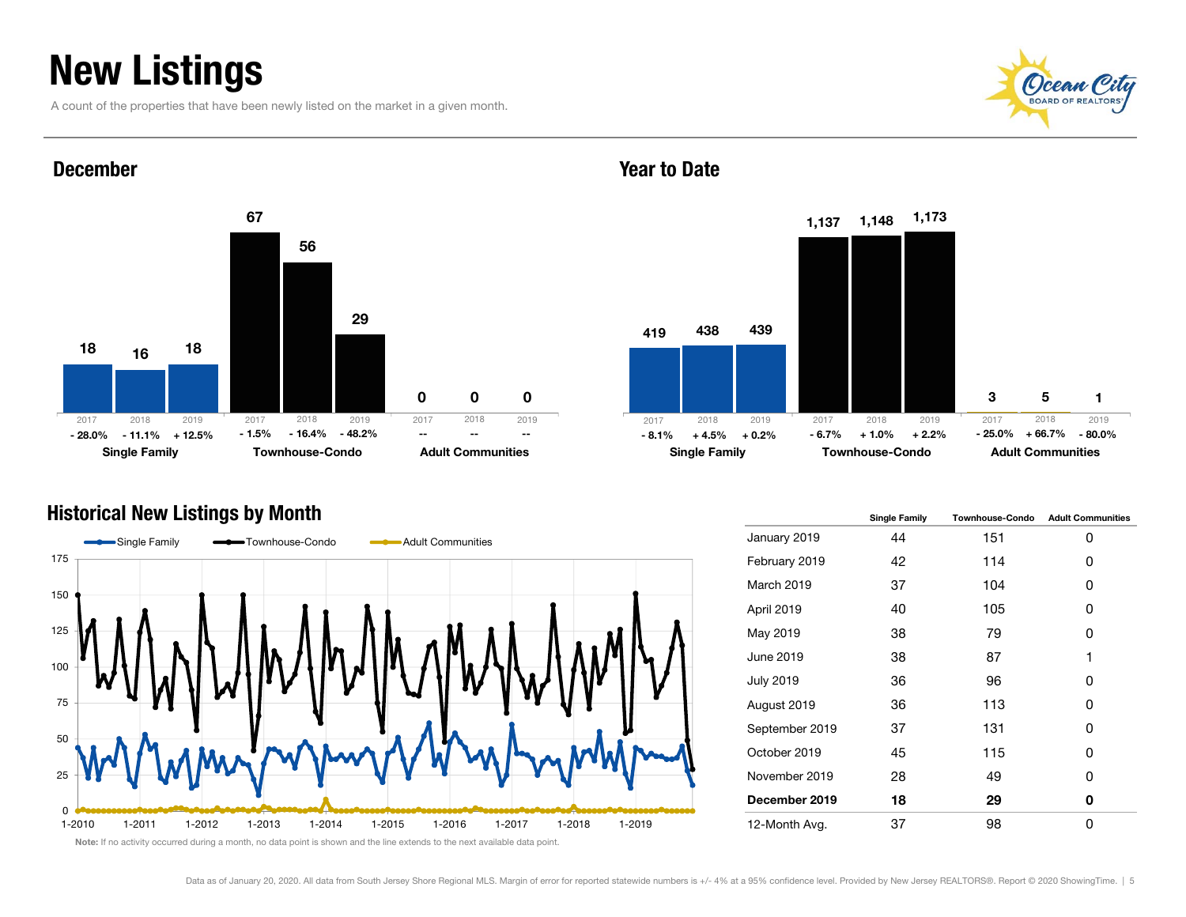# New Listings

A count of the properties that have been newly listed on the market in a given month.

## December

| | 2017 | 2018 | 2019 |
|---|---|---|---|
| Single Family | 18 | 16 | 18 |
| | - 28.0% | - 11.1% | + 12.5% |
| Townhouse-Condo | 67 | 56 | 29 |
| | - 1.5% | - 16.4% | - 48.2% |
| Adult Communities | 0 | 0 | 0 |
| | -- | -- | -- |

## Year to Date

| | 2017 | 2018 | 2019 |
|---|---|---|---|
| Single Family | 419 | 438 | 439 |
| | - 8.1% | + 4.5% | + 0.2% |
| Townhouse-Condo | 1,137 | 1,148 | 1,173 |
| | - 6.7% | + 1.0% | + 2.2% |
| Adult Communities | 3 | 5 | 1 |
| | - 25.0% | + 66.7% | - 80.0% |

## Historical New Listings by Month

| | Single Family | Townhouse-Condo | Adult Communities |
|---|---|---|---|
| January 2019 | 44 | 151 | 0 |
| February 2019 | 42 | 114 | 0 |
| March 2019 | 37 | 104 | 0 |
| April 2019 | 40 | 105 | 0 |
| May 2019 | 38 | 79 | 0 |
| June 2019 | 38 | 87 | 1 |
| July 2019 | 36 | 96 | 0 |
| August 2019 | 36 | 113 | 0 |
| September 2019 | 37 | 131 | 0 |
| October 2019 | 45 | 115 | 0 |
| November 2019 | 28 | 49 | 0 |
| **December 2019** | **18** | **29** | **0** |
| 12-Month Avg. | 37 | 98 | 0 |

**Note:** If no activity occurred during a month, no data point is shown and the line extends to the next available data point.

Data as of January 20, 2020. All data from South Jersey Shore Regional MLS. Margin of error for reported statewide numbers is +/- 4% at a 95% confidence level. Provided by New Jersey REALTORS®. Report © 2020 ShowingTime.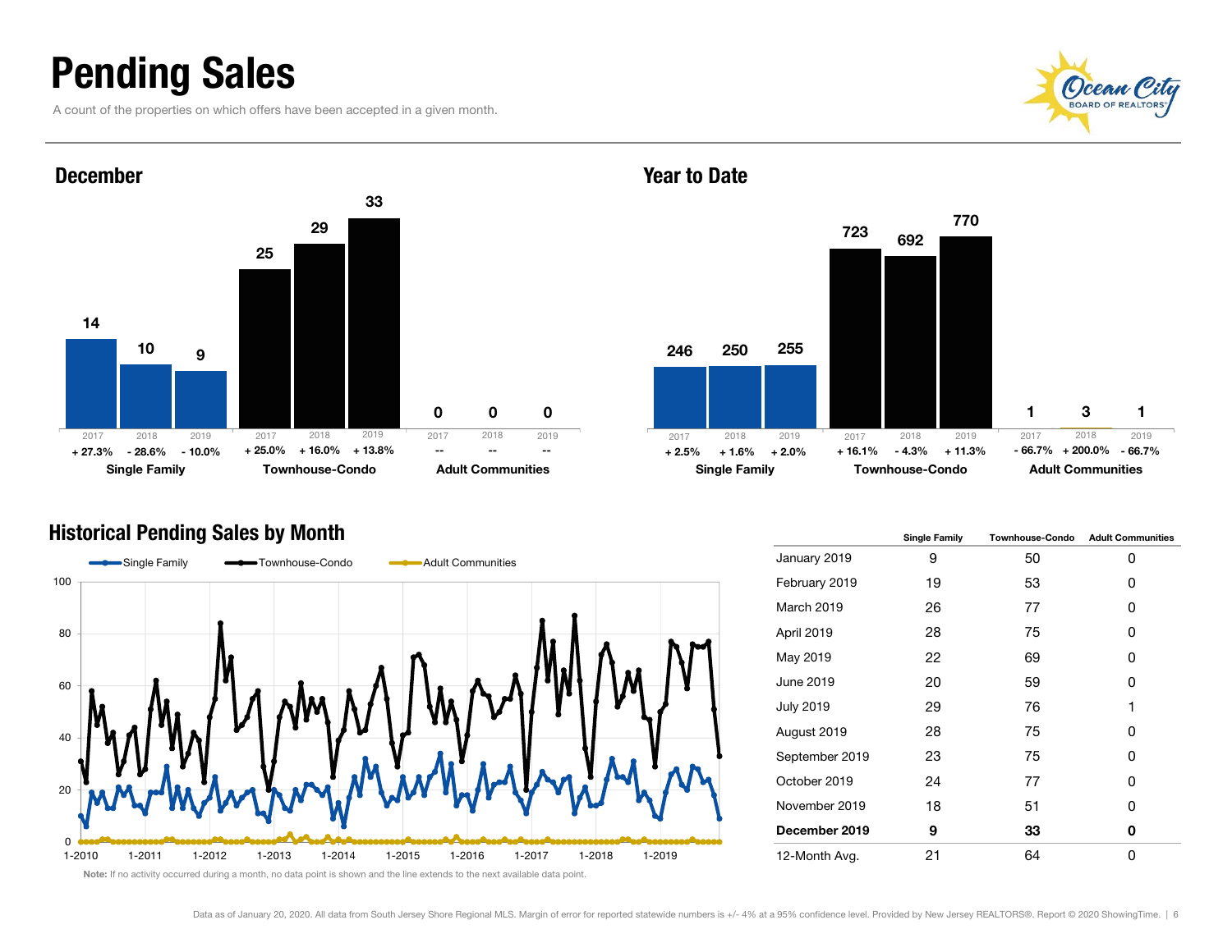# Pending Sales

A count of the properties on which offers have been accepted in a given month.

## December

| | 2017 | 2018 | 2019 |
|---|---|---|---|
| Single Family | 14 | 10 | 9 |
| | + 27.3% | - 28.6% | - 10.0% |
| Townhouse-Condo | 25 | 29 | 33 |
| | + 25.0% | + 16.0% | + 13.8% |
| Adult Communities | 0 | 0 | 0 |
| | -- | -- | -- |

## Year to Date

| | 2017 | 2018 | 2019 |
|---|---|---|---|
| Single Family | 246 | 250 | 255 |
| | + 2.5% | + 1.6% | + 2.0% |
| Townhouse-Condo | 723 | 692 | 770 |
| | + 16.1% | - 4.3% | + 11.3% |
| Adult Communities | 1 | 3 | 1 |
| | - 66.7% | + 200.0% | - 66.7% |

## Historical Pending Sales by Month

Note: If no activity occurred during a month, no data point is shown and the line extends to the next available data point.

| | Single Family | Townhouse-Condo | Adult Communities |
|---|---|---|---|
| January 2019 | 9 | 50 | 0 |
| February 2019 | 19 | 53 | 0 |
| March 2019 | 26 | 77 | 0 |
| April 2019 | 28 | 75 | 0 |
| May 2019 | 22 | 69 | 0 |
| June 2019 | 20 | 59 | 0 |
| July 2019 | 29 | 76 | 1 |
| August 2019 | 28 | 75 | 0 |
| September 2019 | 23 | 75 | 0 |
| October 2019 | 24 | 77 | 0 |
| November 2019 | 18 | 51 | 0 |
| **December 2019** | **9** | **33** | **0** |
| 12-Month Avg. | 21 | 64 | 0 |

Data as of January 20, 2020. All data from South Jersey Shore Regional MLS. Margin of error for reported statewide numbers is +/- 4% at a 95% confidence level. Provided by New Jersey REALTORS®. Report © 2020 ShowingTime.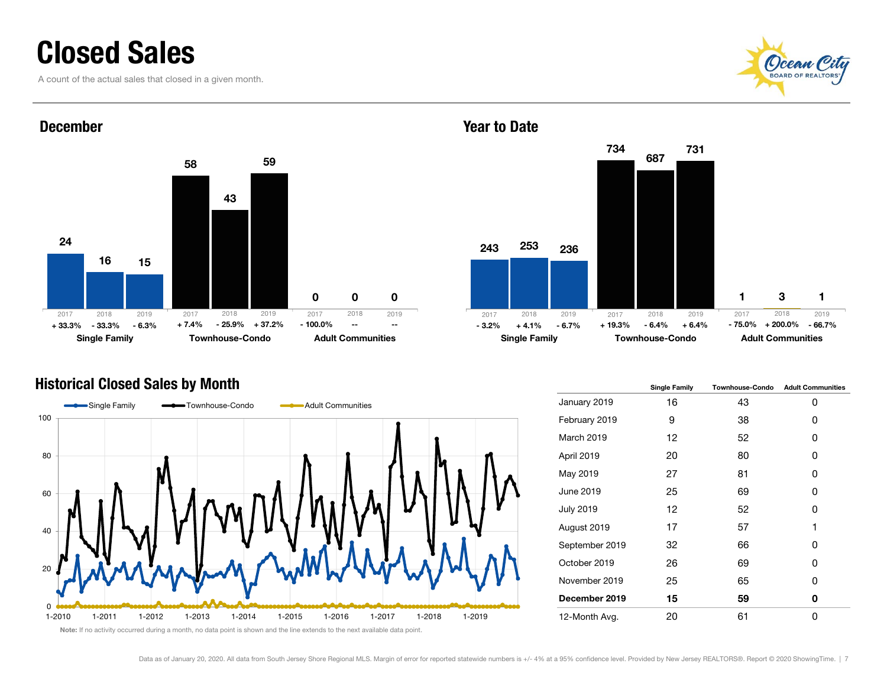# Closed Sales

A count of the actual sales that closed in a given month.

## December

| | Single Family | | | Townhouse-Condo | | | Adult Communities | | |
|---|---|---|---|---|---|---|---|---|---|
| Year | 2017 | 2018 | 2019 | 2017 | 2018 | 2019 | 2017 | 2018 | 2019 |
| Closed Sales | 24 | 16 | 15 | 58 | 43 | 59 | 0 | 0 | 0 |
| Change | + 33.3% | - 33.3% | - 6.3% | + 7.4% | - 25.9% | + 37.2% | - 100.0% | -- | -- |

## Year to Date

| | Single Family | | | Townhouse-Condo | | | Adult Communities | | |
|---|---|---|---|---|---|---|---|---|---|
| Year | 2017 | 2018 | 2019 | 2017 | 2018 | 2019 | 2017 | 2018 | 2019 |
| Closed Sales | 243 | 253 | 236 | 734 | 687 | 731 | 1 | 3 | 1 |
| Change | - 3.2% | + 4.1% | - 6.7% | + 19.3% | - 6.4% | + 6.4% | - 75.0% | + 200.0% | - 66.7% |

## Historical Closed Sales by Month

| | Single Family | Townhouse-Condo | Adult Communities |
|---|---|---|---|
| January 2019 | 16 | 43 | 0 |
| February 2019 | 9 | 38 | 0 |
| March 2019 | 12 | 52 | 0 |
| April 2019 | 20 | 80 | 0 |
| May 2019 | 27 | 81 | 0 |
| June 2019 | 25 | 69 | 0 |
| July 2019 | 12 | 52 | 0 |
| August 2019 | 17 | 57 | 1 |
| September 2019 | 32 | 66 | 0 |
| October 2019 | 26 | 69 | 0 |
| November 2019 | 25 | 65 | 0 |
| **December 2019** | **15** | **59** | **0** |
| 12-Month Avg. | 20 | 61 | 0 |

**Note:** If no activity occurred during a month, no data point is shown and the line extends to the next available data point.

Data as of January 20, 2020. All data from South Jersey Shore Regional MLS. Margin of error for reported statewide numbers is +/- 4% at a 95% confidence level. Provided by New Jersey REALTORS®. Report © 2020 ShowingTime.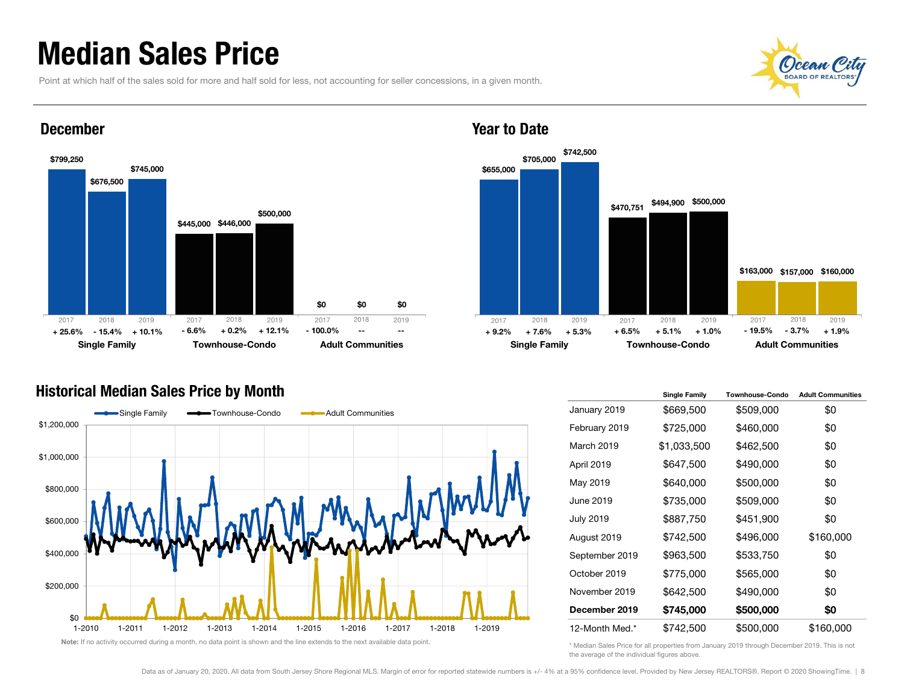# Median Sales Price

Point at which half of the sales sold for more and half sold for less, not accounting for seller concessions, in a given month.

## December

| | 2017 | 2018 | 2019 |
|---|---|---|---|
| **Single Family** | $799,250 | $676,500 | $745,000 |
| Change | + 25.6% | - 15.4% | + 10.1% |
| **Townhouse-Condo** | $445,000 | $446,000 | $500,000 |
| Change | - 6.6% | + 0.2% | + 12.1% |
| **Adult Communities** | $0 | $0 | $0 |
| Change | - 100.0% | -- | -- |

## Year to Date

| | 2017 | 2018 | 2019 |
|---|---|---|---|
| **Single Family** | $655,000 | $705,000 | $742,500 |
| Change | + 9.2% | + 7.6% | + 5.3% |
| **Townhouse-Condo** | $470,751 | $494,900 | $500,000 |
| Change | + 6.5% | + 5.1% | + 1.0% |
| **Adult Communities** | $163,000 | $157,000 | $160,000 |
| Change | - 19.5% | - 3.7% | + 1.9% |

## Historical Median Sales Price by Month

Line chart: Single Family, Townhouse-Condo, Adult Communities, 1-2010 through 2019 (y-axis $0 to $1,200,000).

**Note:** If no activity occurred during a month, no data point is shown and the line extends to the next available data point.

| | Single Family | Townhouse-Condo | Adult Communities |
|---|---|---|---|
| January 2019 | $669,500 | $509,000 | $0 |
| February 2019 | $725,000 | $460,000 | $0 |
| March 2019 | $1,033,500 | $462,500 | $0 |
| April 2019 | $647,500 | $490,000 | $0 |
| May 2019 | $640,000 | $500,000 | $0 |
| June 2019 | $735,000 | $509,000 | $0 |
| July 2019 | $887,750 | $451,900 | $0 |
| August 2019 | $742,500 | $496,000 | $160,000 |
| September 2019 | $963,500 | $533,750 | $0 |
| October 2019 | $775,000 | $565,000 | $0 |
| November 2019 | $642,500 | $490,000 | $0 |
| **December 2019** | **$745,000** | **$500,000** | **$0** |
| 12-Month Med.* | $742,500 | $500,000 | $160,000 |

* Median Sales Price for all properties from January 2019 through December 2019. This is not the average of the individual figures above.

Data as of January 20, 2020. All data from South Jersey Shore Regional MLS. Margin of error for reported statewide numbers is +/- 4% at a 95% confidence level. Provided by New Jersey REALTORS®. Report © 2020 ShowingTime.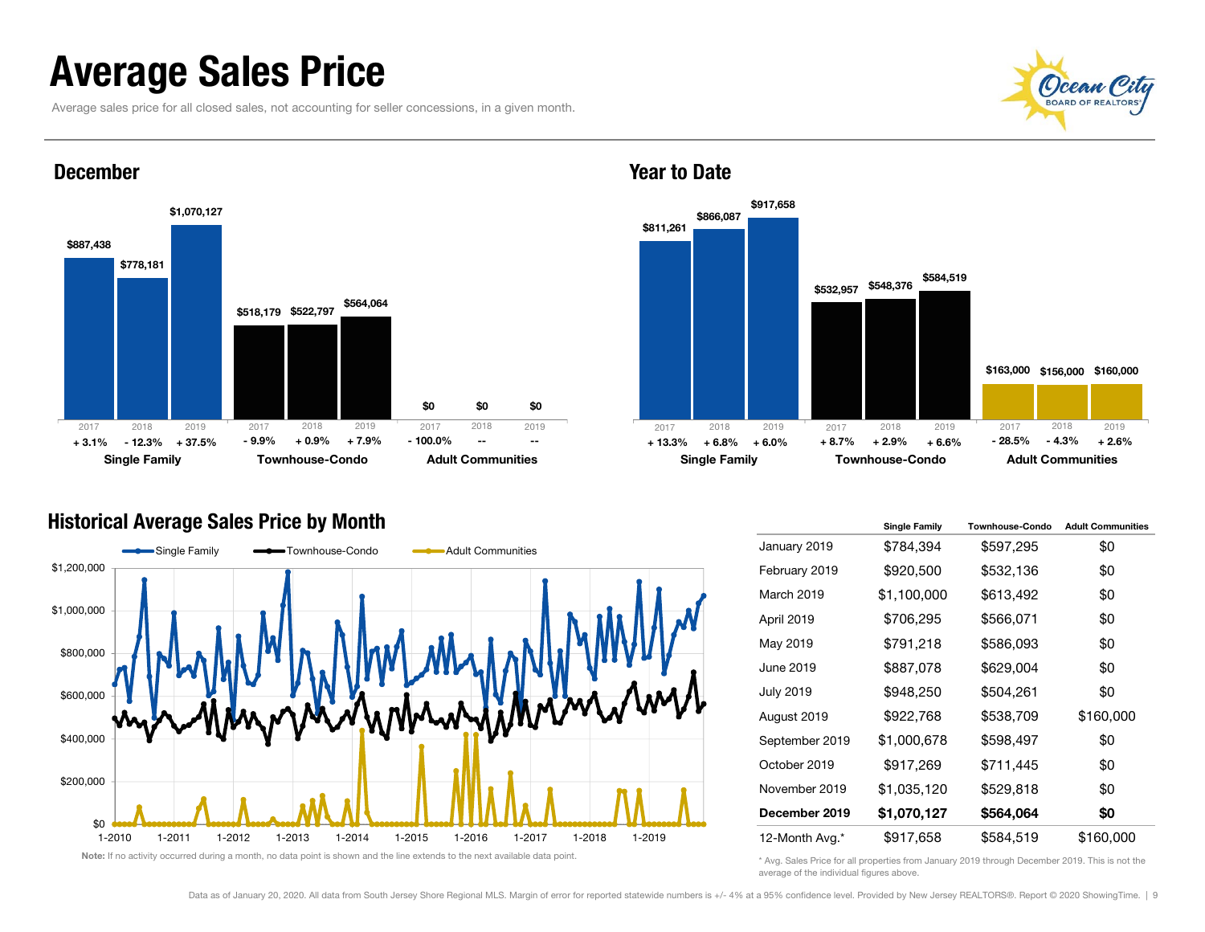# Average Sales Price

Average sales price for all closed sales, not accounting for seller concessions, in a given month.

## December

| | 2017 | 2018 | 2019 |
|---|---|---|---|
| Single Family | $887,438 (+ 3.1%) | $778,181 (- 12.3%) | $1,070,127 (+ 37.5%) |
| Townhouse-Condo | $518,179 (- 9.9%) | $522,797 (+ 0.9%) | $564,064 (+ 7.9%) |
| Adult Communities | $0 (- 100.0%) | $0 (--) | $0 (--) |

## Year to Date

| | 2017 | 2018 | 2019 |
|---|---|---|---|
| Single Family | $811,261 (+ 13.3%) | $866,087 (+ 6.8%) | $917,658 (+ 6.0%) |
| Townhouse-Condo | $532,957 (+ 8.7%) | $548,376 (+ 2.9%) | $584,519 (+ 6.6%) |
| Adult Communities | $163,000 (- 28.5%) | $156,000 (- 4.3%) | $160,000 (+ 2.6%) |

## Historical Average Sales Price by Month

Single Family — Townhouse-Condo — Adult Communities

Note: If no activity occurred during a month, no data point is shown and the line extends to the next available data point.

| | Single Family | Townhouse-Condo | Adult Communities |
|---|---|---|---|
| January 2019 | $784,394 | $597,295 | $0 |
| February 2019 | $920,500 | $532,136 | $0 |
| March 2019 | $1,100,000 | $613,492 | $0 |
| April 2019 | $706,295 | $566,071 | $0 |
| May 2019 | $791,218 | $586,093 | $0 |
| June 2019 | $887,078 | $629,004 | $0 |
| July 2019 | $948,250 | $504,261 | $0 |
| August 2019 | $922,768 | $538,709 | $160,000 |
| September 2019 | $1,000,678 | $598,497 | $0 |
| October 2019 | $917,269 | $711,445 | $0 |
| November 2019 | $1,035,120 | $529,818 | $0 |
| **December 2019** | **$1,070,127** | **$564,064** | **$0** |
| 12-Month Avg.* | $917,658 | $584,519 | $160,000 |

\* Avg. Sales Price for all properties from January 2019 through December 2019. This is not the average of the individual figures above.

Data as of January 20, 2020. All data from South Jersey Shore Regional MLS. Margin of error for reported statewide numbers is +/- 4% at a 95% confidence level. Provided by New Jersey REALTORS®. Report © 2020 ShowingTime.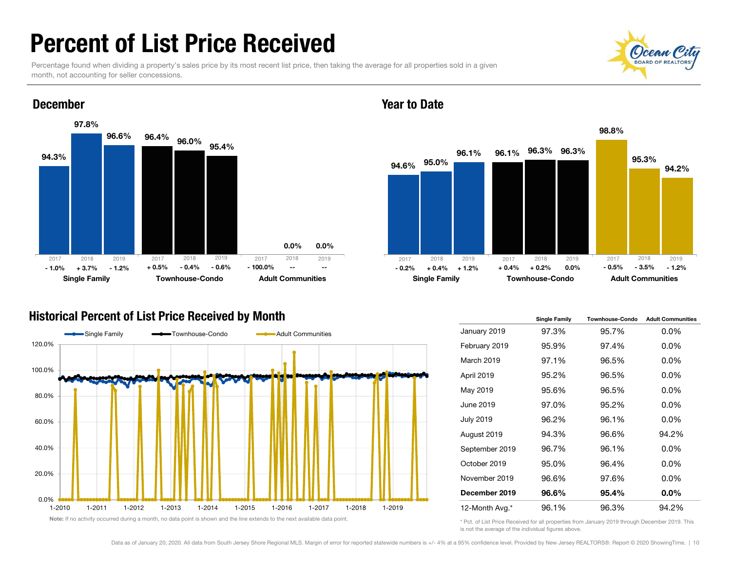# Percent of List Price Received

Percentage found when dividing a property's sales price by its most recent list price, then taking the average for all properties sold in a given month, not accounting for seller concessions.

## December

| | 2017 | 2018 | 2019 |
|---|---|---|---|
| **Single Family** | 94.3% | 97.8% | 96.6% |
| Change | - 1.0% | + 3.7% | - 1.2% |
| **Townhouse-Condo** | 96.4% | 96.0% | 95.4% |
| Change | + 0.5% | - 0.4% | - 0.6% |
| **Adult Communities** | | 0.0% | 0.0% |
| Change | - 100.0% | -- | -- |

## Year to Date

| | 2017 | 2018 | 2019 |
|---|---|---|---|
| **Single Family** | 94.6% | 95.0% | 96.1% |
| Change | - 0.2% | + 0.4% | + 1.2% |
| **Townhouse-Condo** | 96.1% | 96.3% | 96.3% |
| Change | + 0.4% | + 0.2% | 0.0% |
| **Adult Communities** | 98.8% | 95.3% | 94.2% |
| Change | - 0.5% | - 3.5% | - 1.2% |

## Historical Percent of List Price Received by Month

**Note:** If no activity occurred during a month, no data point is shown and the line extends to the next available data point.

| | Single Family | Townhouse-Condo | Adult Communities |
|---|---|---|---|
| January 2019 | 97.3% | 95.7% | 0.0% |
| February 2019 | 95.9% | 97.4% | 0.0% |
| March 2019 | 97.1% | 96.5% | 0.0% |
| April 2019 | 95.2% | 96.5% | 0.0% |
| May 2019 | 95.6% | 96.5% | 0.0% |
| June 2019 | 97.0% | 95.2% | 0.0% |
| July 2019 | 96.2% | 96.1% | 0.0% |
| August 2019 | 94.3% | 96.6% | 94.2% |
| September 2019 | 96.7% | 96.1% | 0.0% |
| October 2019 | 95.0% | 96.4% | 0.0% |
| November 2019 | 96.6% | 97.6% | 0.0% |
| **December 2019** | **96.6%** | **95.4%** | **0.0%** |
| 12-Month Avg.* | 96.1% | 96.3% | 94.2% |

* Pct. of List Price Received for all properties from January 2019 through December 2019. This is not the average of the individual figures above.

Data as of January 20, 2020. All data from South Jersey Shore Regional MLS. Margin of error for reported statewide numbers is +/- 4% at a 95% confidence level. Provided by New Jersey REALTORS®. Report © 2020 ShowingTime.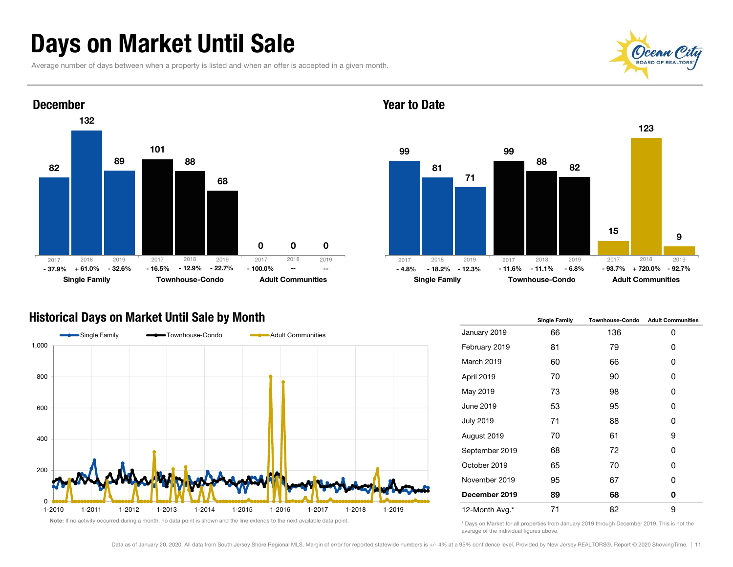# Days on Market Until Sale

Average number of days between when a property is listed and when an offer is accepted in a given month.

## December

| | 2017 | 2018 | 2019 |
|---|---|---|---|
| **Single Family** | 82 | 132 | 89 |
| Change | - 37.9% | + 61.0% | - 32.6% |
| **Townhouse-Condo** | 101 | 88 | 68 |
| Change | - 16.5% | - 12.9% | - 22.7% |
| **Adult Communities** | 0 | 0 | 0 |
| Change | - 100.0% | -- | -- |

## Year to Date

| | 2017 | 2018 | 2019 |
|---|---|---|---|
| **Single Family** | 99 | 81 | 71 |
| Change | - 4.8% | - 18.2% | - 12.3% |
| **Townhouse-Condo** | 99 | 88 | 82 |
| Change | - 11.6% | - 11.1% | - 6.8% |
| **Adult Communities** | 15 | 123 | 9 |
| Change | - 93.7% | + 720.0% | - 92.7% |

## Historical Days on Market Until Sale by Month

Legend: Single Family, Townhouse-Condo, Adult Communities

Note: If no activity occurred during a month, no data point is shown and the line extends to the next available data point.

| | Single Family | Townhouse-Condo | Adult Communities |
|---|---|---|---|
| January 2019 | 66 | 136 | 0 |
| February 2019 | 81 | 79 | 0 |
| March 2019 | 60 | 66 | 0 |
| April 2019 | 70 | 90 | 0 |
| May 2019 | 73 | 98 | 0 |
| June 2019 | 53 | 95 | 0 |
| July 2019 | 71 | 88 | 0 |
| August 2019 | 70 | 61 | 9 |
| September 2019 | 68 | 72 | 0 |
| October 2019 | 65 | 70 | 0 |
| November 2019 | 95 | 67 | 0 |
| **December 2019** | **89** | **68** | **0** |
| 12-Month Avg.* | 71 | 82 | 9 |

\* Days on Market for all properties from January 2019 through December 2019. This is not the average of the individual figures above.

Data as of January 20, 2020. All data from South Jersey Shore Regional MLS. Margin of error for reported statewide numbers is +/- 4% at a 95% confidence level. Provided by New Jersey REALTORS®. Report © 2020 ShowingTime.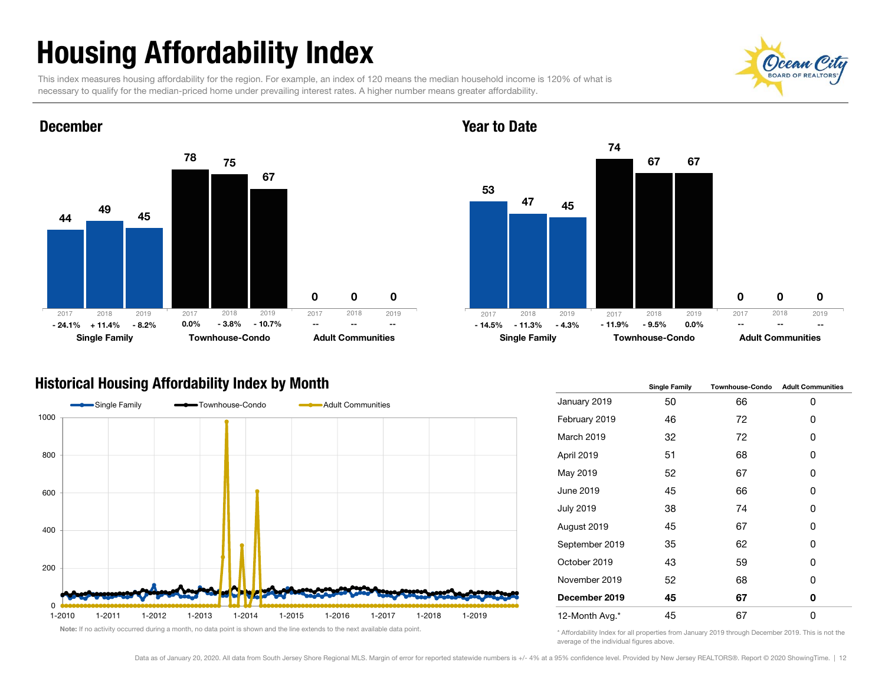# Housing Affordability Index

This index measures housing affordability for the region. For example, an index of 120 means the median household income is 120% of what is necessary to qualify for the median-priced home under prevailing interest rates. A higher number means greater affordability.

## December

| | 2017 | 2018 | 2019 |
|---|---|---|---|
| Single Family | 44 | 49 | 45 |
| | - 24.1% | + 11.4% | - 8.2% |
| Townhouse-Condo | 78 | 75 | 67 |
| | 0.0% | - 3.8% | - 10.7% |
| Adult Communities | 0 | 0 | 0 |
| | -- | -- | -- |

## Year to Date

| | 2017 | 2018 | 2019 |
|---|---|---|---|
| Single Family | 53 | 47 | 45 |
| | - 14.5% | - 11.3% | - 4.3% |
| Townhouse-Condo | 74 | 67 | 67 |
| | - 11.9% | - 9.5% | 0.0% |
| Adult Communities | 0 | 0 | 0 |
| | -- | -- | -- |

## Historical Housing Affordability Index by Month

**Note:** If no activity occurred during a month, no data point is shown and the line extends to the next available data point.

| | Single Family | Townhouse-Condo | Adult Communities |
|---|---|---|---|
| January 2019 | 50 | 66 | 0 |
| February 2019 | 46 | 72 | 0 |
| March 2019 | 32 | 72 | 0 |
| April 2019 | 51 | 68 | 0 |
| May 2019 | 52 | 67 | 0 |
| June 2019 | 45 | 66 | 0 |
| July 2019 | 38 | 74 | 0 |
| August 2019 | 45 | 67 | 0 |
| September 2019 | 35 | 62 | 0 |
| October 2019 | 43 | 59 | 0 |
| November 2019 | 52 | 68 | 0 |
| **December 2019** | **45** | **67** | **0** |
| 12-Month Avg.* | 45 | 67 | 0 |

\* Affordability Index for all properties from January 2019 through December 2019. This is not the average of the individual figures above.

Data as of January 20, 2020. All data from South Jersey Shore Regional MLS. Margin of error for reported statewide numbers is +/- 4% at a 95% confidence level. Provided by New Jersey REALTORS®. Report © 2020 ShowingTime.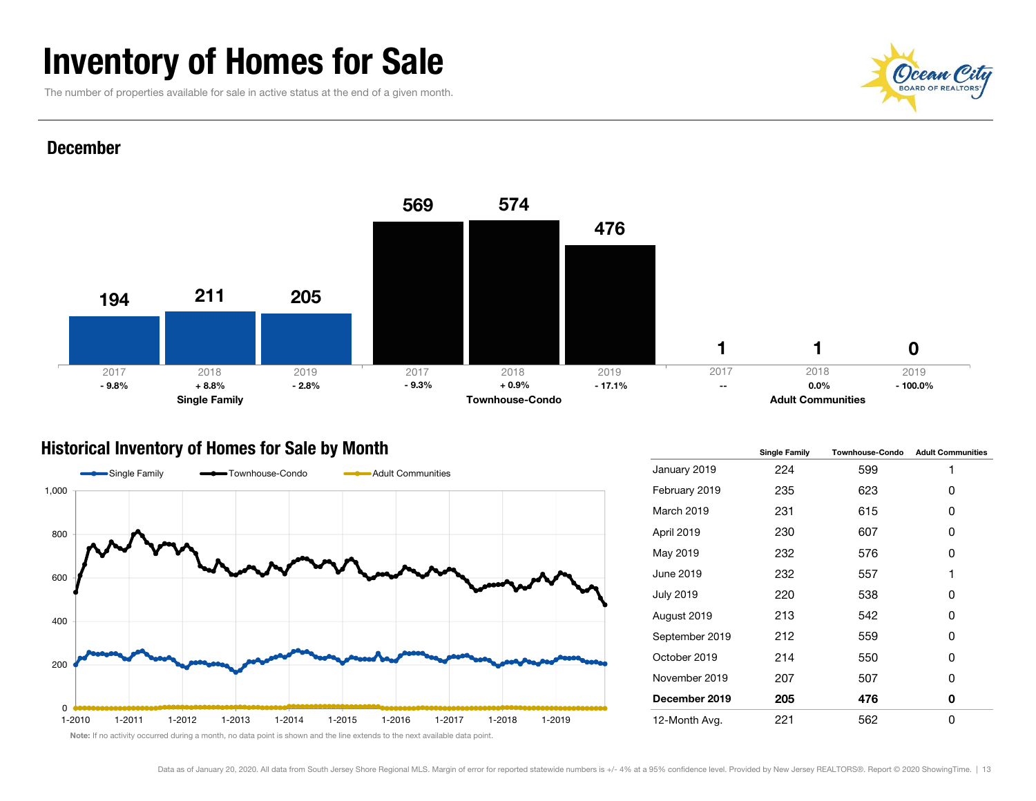# Inventory of Homes for Sale

The number of properties available for sale in active status at the end of a given month.

## December

| | 2017 | 2018 | 2019 |
|---|---|---|---|
| Single Family | 194 | 211 | 205 |
| | - 9.8% | + 8.8% | - 2.8% |
| Townhouse-Condo | 569 | 574 | 476 |
| | - 9.3% | + 0.9% | - 17.1% |
| Adult Communities | 1 | 1 | 0 |
| | -- | 0.0% | - 100.0% |

## Historical Inventory of Homes for Sale by Month

| | Single Family | Townhouse-Condo | Adult Communities |
|---|---|---|---|
| January 2019 | 224 | 599 | 1 |
| February 2019 | 235 | 623 | 0 |
| March 2019 | 231 | 615 | 0 |
| April 2019 | 230 | 607 | 0 |
| May 2019 | 232 | 576 | 0 |
| June 2019 | 232 | 557 | 1 |
| July 2019 | 220 | 538 | 0 |
| August 2019 | 213 | 542 | 0 |
| September 2019 | 212 | 559 | 0 |
| October 2019 | 214 | 550 | 0 |
| November 2019 | 207 | 507 | 0 |
| **December 2019** | **205** | **476** | **0** |
| 12-Month Avg. | 221 | 562 | 0 |

**Note:** If no activity occurred during a month, no data point is shown and the line extends to the next available data point.

Data as of January 20, 2020. All data from South Jersey Shore Regional MLS. Margin of error for reported statewide numbers is +/- 4% at a 95% confidence level. Provided by New Jersey REALTORS®. Report © 2020 ShowingTime.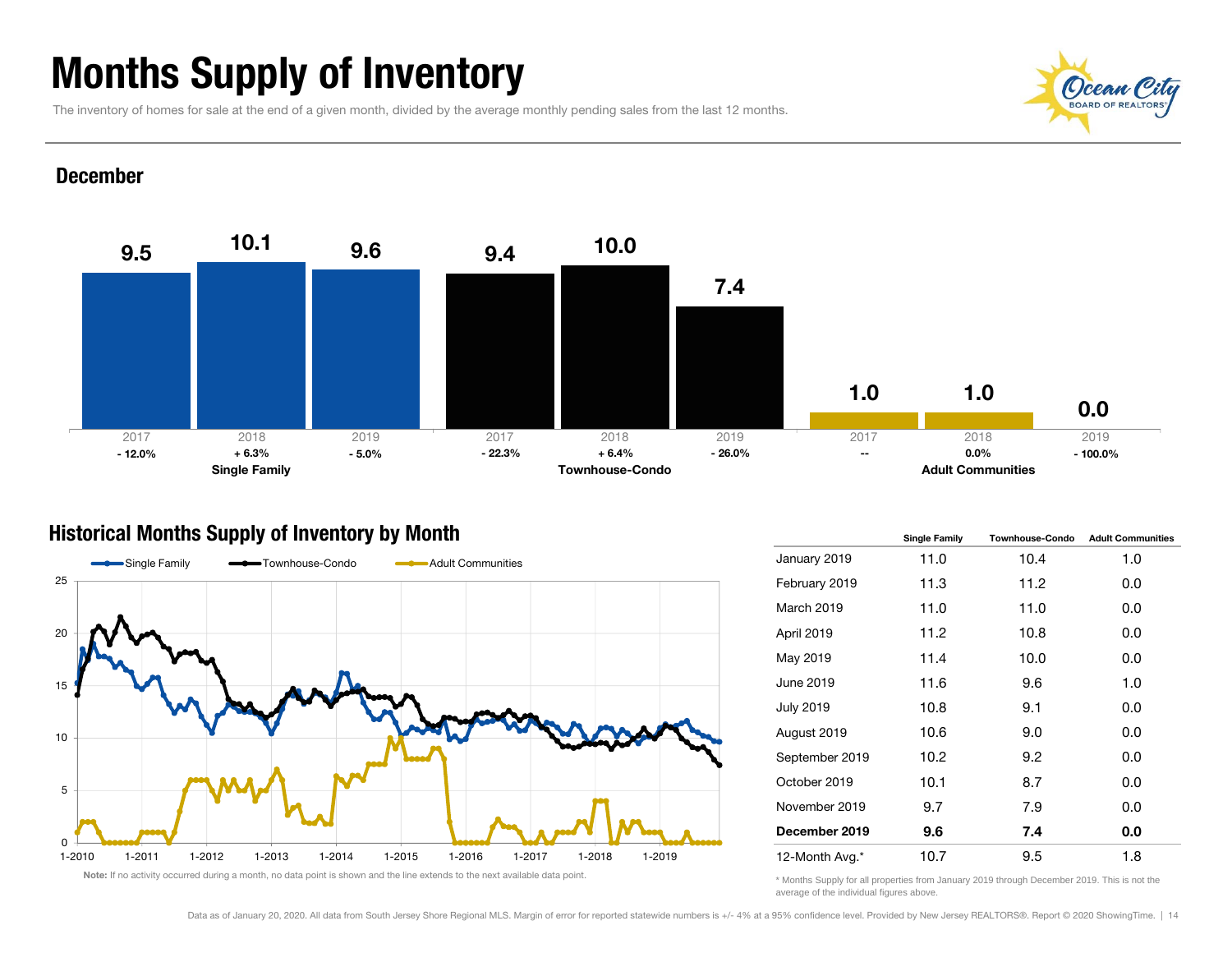# Months Supply of Inventory

The inventory of homes for sale at the end of a given month, divided by the average monthly pending sales from the last 12 months.

## December

| | 2017 | 2018 | 2019 |
|---|---|---|---|
| Single Family | 9.5 | 10.1 | 9.6 |
| | - 12.0% | + 6.3% | - 5.0% |
| Townhouse-Condo | 9.4 | 10.0 | 7.4 |
| | - 22.3% | + 6.4% | - 26.0% |
| Adult Communities | 1.0 | 1.0 | 0.0 |
| | -- | 0.0% | - 100.0% |

## Historical Months Supply of Inventory by Month

Note: If no activity occurred during a month, no data point is shown and the line extends to the next available data point.

| | Single Family | Townhouse-Condo | Adult Communities |
|---|---|---|---|
| January 2019 | 11.0 | 10.4 | 1.0 |
| February 2019 | 11.3 | 11.2 | 0.0 |
| March 2019 | 11.0 | 11.0 | 0.0 |
| April 2019 | 11.2 | 10.8 | 0.0 |
| May 2019 | 11.4 | 10.0 | 0.0 |
| June 2019 | 11.6 | 9.6 | 1.0 |
| July 2019 | 10.8 | 9.1 | 0.0 |
| August 2019 | 10.6 | 9.0 | 0.0 |
| September 2019 | 10.2 | 9.2 | 0.0 |
| October 2019 | 10.1 | 8.7 | 0.0 |
| November 2019 | 9.7 | 7.9 | 0.0 |
| **December 2019** | **9.6** | **7.4** | **0.0** |
| 12-Month Avg.* | 10.7 | 9.5 | 1.8 |

\* Months Supply for all properties from January 2019 through December 2019. This is not the average of the individual figures above.

Data as of January 20, 2020. All data from South Jersey Shore Regional MLS. Margin of error for reported statewide numbers is +/- 4% at a 95% confidence level. Provided by New Jersey REALTORS®. Report © 2020 ShowingTime.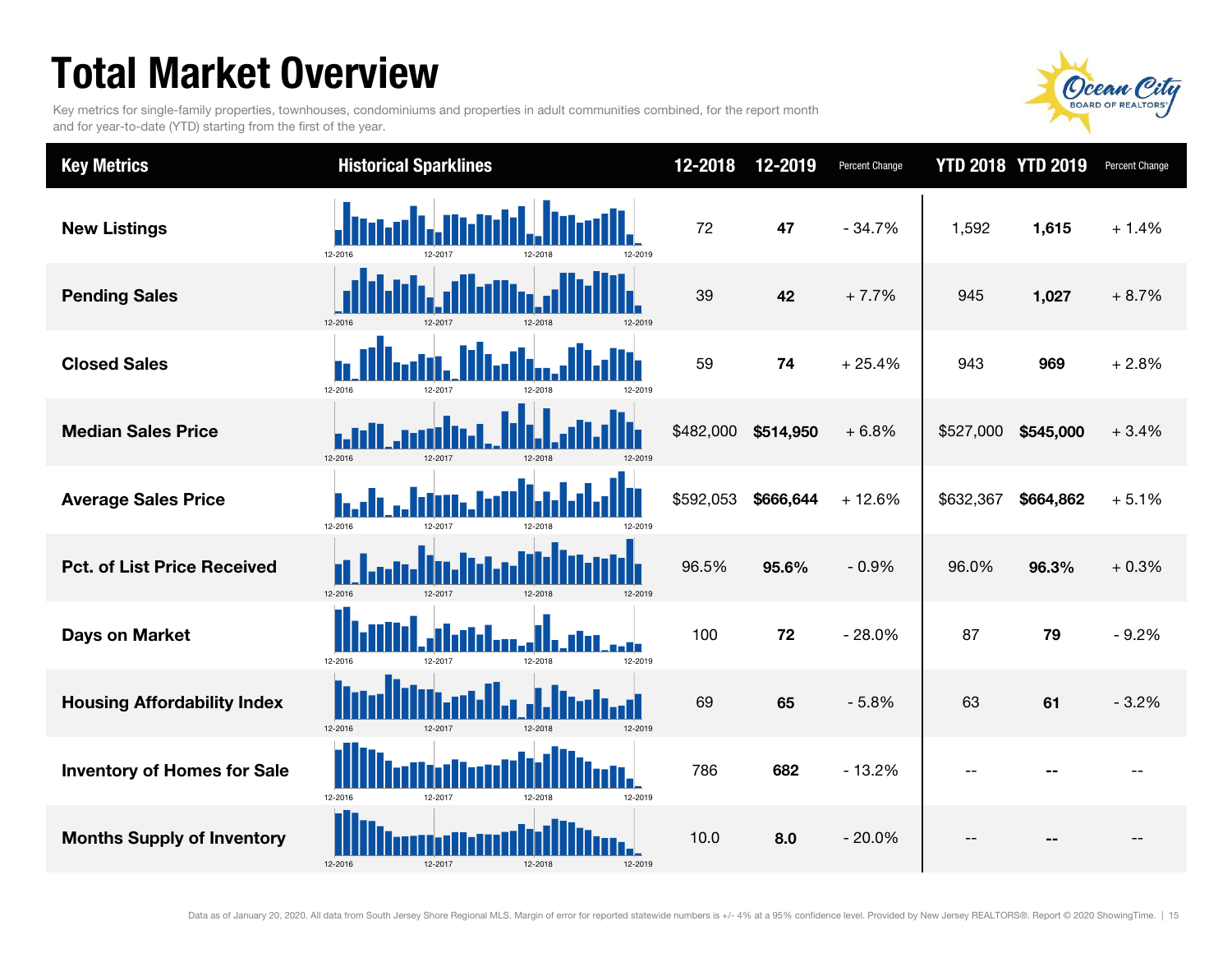# Total Market Overview

Key metrics for single-family properties, townhouses, condominiums and properties in adult communities combined, for the report month and for year-to-date (YTD) starting from the first of the year.

| Key Metrics | Historical Sparklines | 12-2018 | 12-2019 | Percent Change | YTD 2018 | YTD 2019 | Percent Change |
|---|---|---|---|---|---|---|---|
| New Listings | 12-2016 12-2017 12-2018 12-2019 | 72 | **47** | - 34.7% | 1,592 | **1,615** | + 1.4% |
| Pending Sales | 12-2016 12-2017 12-2018 12-2019 | 39 | **42** | + 7.7% | 945 | **1,027** | + 8.7% |
| Closed Sales | 12-2016 12-2017 12-2018 12-2019 | 59 | **74** | + 25.4% | 943 | **969** | + 2.8% |
| Median Sales Price | 12-2016 12-2017 12-2018 12-2019 | $482,000 | **$514,950** | + 6.8% | $527,000 | **$545,000** | + 3.4% |
| Average Sales Price | 12-2016 12-2017 12-2018 12-2019 | $592,053 | **$666,644** | + 12.6% | $632,367 | **$664,862** | + 5.1% |
| Pct. of List Price Received | 12-2016 12-2017 12-2018 12-2019 | 96.5% | **95.6%** | - 0.9% | 96.0% | **96.3%** | + 0.3% |
| Days on Market | 12-2016 12-2017 12-2018 12-2019 | 100 | **72** | - 28.0% | 87 | **79** | - 9.2% |
| Housing Affordability Index | 12-2016 12-2017 12-2018 12-2019 | 69 | **65** | - 5.8% | 63 | **61** | - 3.2% |
| Inventory of Homes for Sale | 12-2016 12-2017 12-2018 12-2019 | 786 | **682** | - 13.2% | -- | **--** | -- |
| Months Supply of Inventory | 12-2016 12-2017 12-2018 12-2019 | 10.0 | **8.0** | - 20.0% | -- | **--** | -- |

Data as of January 20, 2020. All data from South Jersey Shore Regional MLS. Margin of error for reported statewide numbers is +/- 4% at a 95% confidence level. Provided by New Jersey REALTORS®. Report © 2020 ShowingTime.